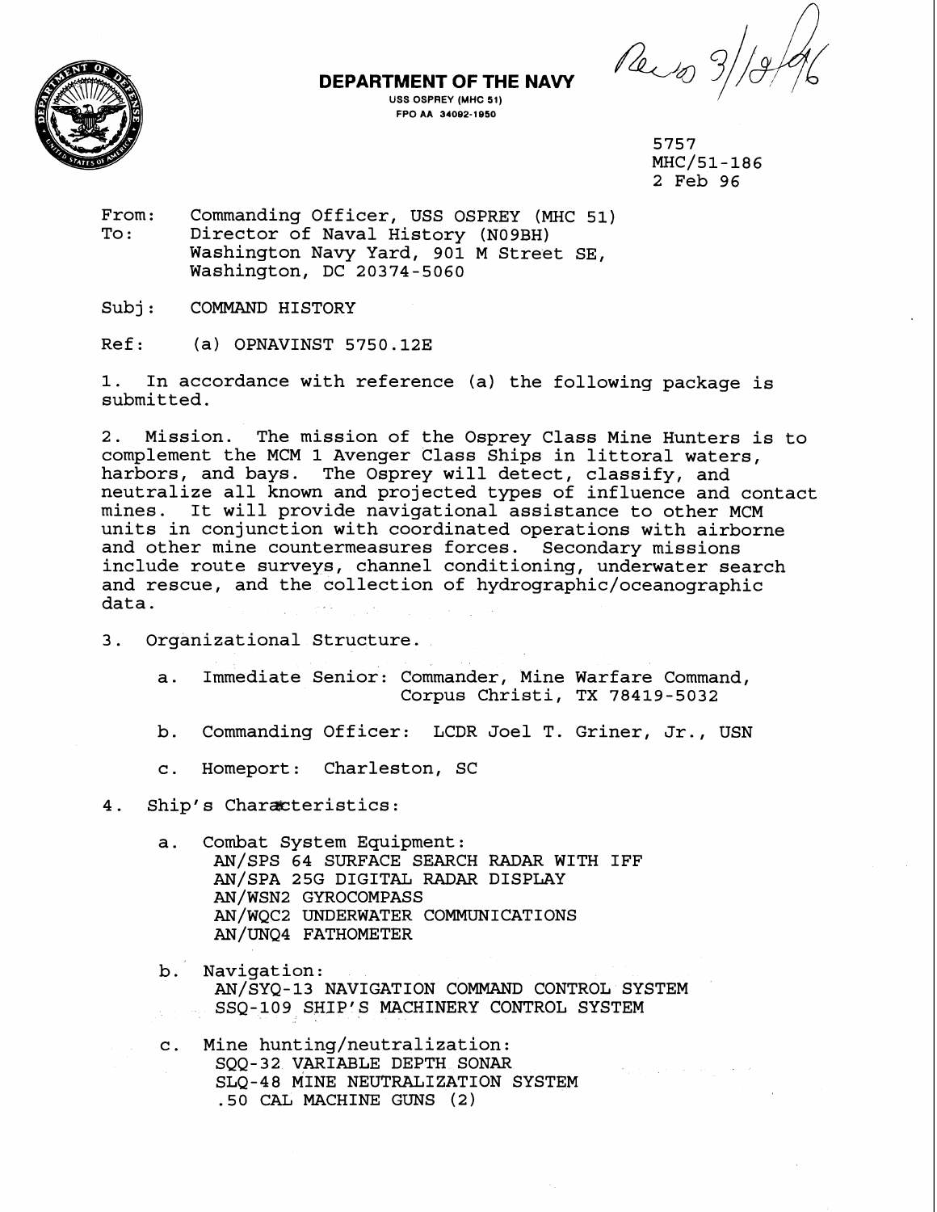**DEPARTMENT OF THE NAVY**
USS OSPREY (MHC 51)
FPO AA 34092-1950

Rec'd 3/18/96

5757
MHC/51-186
2 Feb 96

From: Commanding Officer, USS OSPREY (MHC 51)
To: Director of Naval History (N09BH)
Washington Navy Yard, 901 M Street SE,
Washington, DC 20374-5060

Subj: COMMAND HISTORY

Ref: (a) OPNAVINST 5750.12E

1. In accordance with reference (a) the following package is submitted.

2. Mission. The mission of the Osprey Class Mine Hunters is to complement the MCM 1 Avenger Class Ships in littoral waters, harbors, and bays. The Osprey will detect, classify, and neutralize all known and projected types of influence and contact mines. It will provide navigational assistance to other MCM units in conjunction with coordinated operations with airborne and other mine countermeasures forces. Secondary missions include route surveys, channel conditioning, underwater search and rescue, and the collection of hydrographic/oceanographic data.

3. Organizational Structure.

   a. Immediate Senior: Commander, Mine Warfare Command, Corpus Christi, TX 78419-5032

   b. Commanding Officer: LCDR Joel T. Griner, Jr., USN

   c. Homeport: Charleston, SC

4. Ship's Characteristics:

   a. Combat System Equipment:
      AN/SPS 64 SURFACE SEARCH RADAR WITH IFF
      AN/SPA 25G DIGITAL RADAR DISPLAY
      AN/WSN2 GYROCOMPASS
      AN/WQC2 UNDERWATER COMMUNICATIONS
      AN/UNQ4 FATHOMETER

   b. Navigation:
      AN/SYQ-13 NAVIGATION COMMAND CONTROL SYSTEM
      SSQ-109 SHIP'S MACHINERY CONTROL SYSTEM

   c. Mine hunting/neutralization:
      SQQ-32 VARIABLE DEPTH SONAR
      SLQ-48 MINE NEUTRALIZATION SYSTEM
      .50 CAL MACHINE GUNS (2)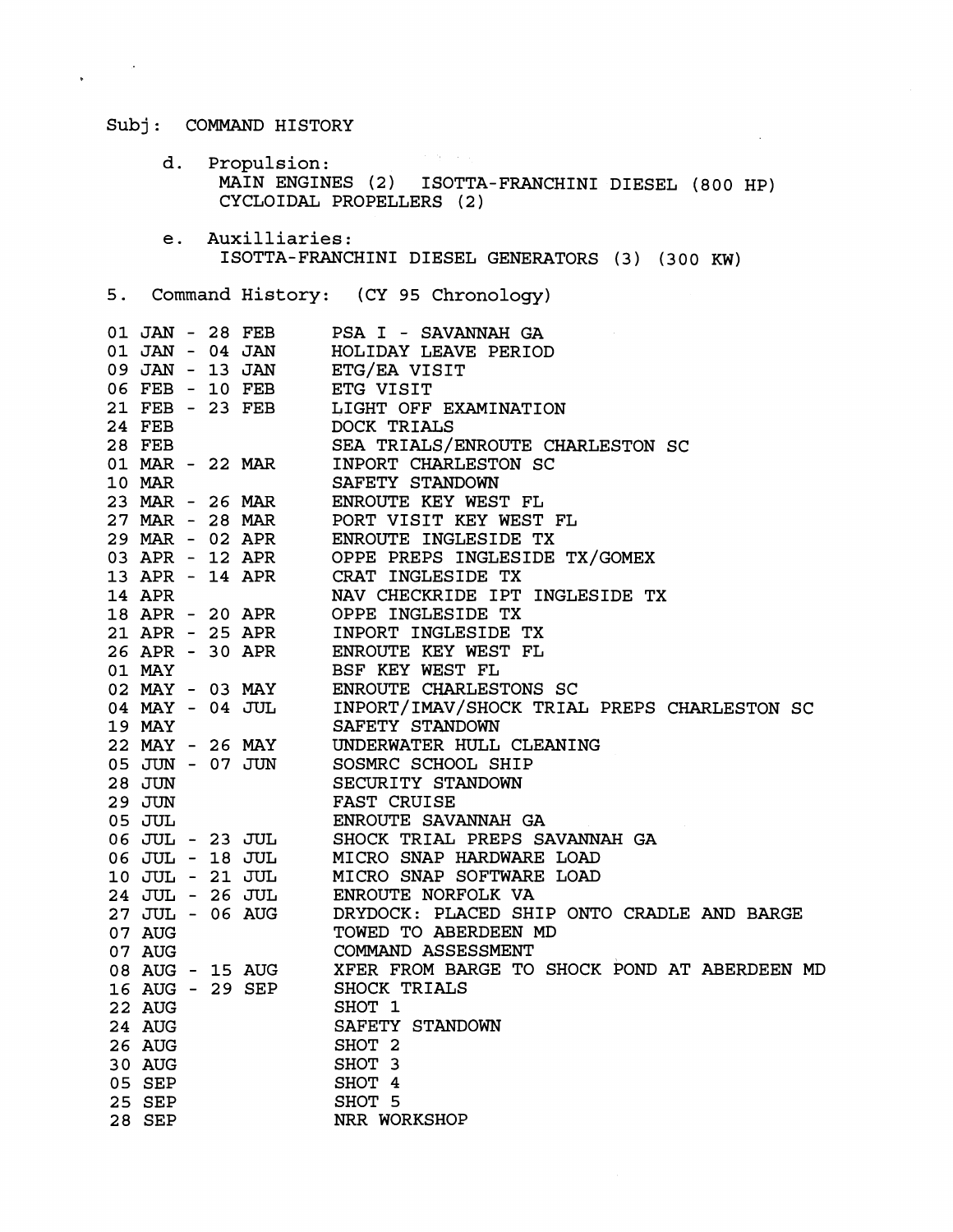Subj: COMMAND HISTORY

d. Propulsion:
   MAIN ENGINES (2) ISOTTA-FRANCHINI DIESEL (800 HP)
   CYCLOIDAL PROPELLERS (2)

e. Auxilliaries:
   ISOTTA-FRANCHINI DIESEL GENERATORS (3) (300 KW)

5. Command History: (CY 95 Chronology)

| | |
|---|---|
| 01 JAN - 28 FEB | PSA I - SAVANNAH GA |
| 01 JAN - 04 JAN | HOLIDAY LEAVE PERIOD |
| 09 JAN - 13 JAN | ETG/EA VISIT |
| 06 FEB - 10 FEB | ETG VISIT |
| 21 FEB - 23 FEB | LIGHT OFF EXAMINATION |
| 24 FEB | DOCK TRIALS |
| 28 FEB | SEA TRIALS/ENROUTE CHARLESTON SC |
| 01 MAR - 22 MAR | INPORT CHARLESTON SC |
| 10 MAR | SAFETY STANDOWN |
| 23 MAR - 26 MAR | ENROUTE KEY WEST FL |
| 27 MAR - 28 MAR | PORT VISIT KEY WEST FL |
| 29 MAR - 02 APR | ENROUTE INGLESIDE TX |
| 03 APR - 12 APR | OPPE PREPS INGLESIDE TX/GOMEX |
| 13 APR - 14 APR | CRAT INGLESIDE TX |
| 14 APR | NAV CHECKRIDE IPT INGLESIDE TX |
| 18 APR - 20 APR | OPPE INGLESIDE TX |
| 21 APR - 25 APR | INPORT INGLESIDE TX |
| 26 APR - 30 APR | ENROUTE KEY WEST FL |
| 01 MAY | BSF KEY WEST FL |
| 02 MAY - 03 MAY | ENROUTE CHARLESTONS SC |
| 04 MAY - 04 JUL | INPORT/IMAV/SHOCK TRIAL PREPS CHARLESTON SC |
| 19 MAY | SAFETY STANDOWN |
| 22 MAY - 26 MAY | UNDERWATER HULL CLEANING |
| 05 JUN - 07 JUN | SOSMRC SCHOOL SHIP |
| 28 JUN | SECURITY STANDOWN |
| 29 JUN | FAST CRUISE |
| 05 JUL | ENROUTE SAVANNAH GA |
| 06 JUL - 23 JUL | SHOCK TRIAL PREPS SAVANNAH GA |
| 06 JUL - 18 JUL | MICRO SNAP HARDWARE LOAD |
| 10 JUL - 21 JUL | MICRO SNAP SOFTWARE LOAD |
| 24 JUL - 26 JUL | ENROUTE NORFOLK VA |
| 27 JUL - 06 AUG | DRYDOCK: PLACED SHIP ONTO CRADLE AND BARGE |
| 07 AUG | TOWED TO ABERDEEN MD |
| 07 AUG | COMMAND ASSESSMENT |
| 08 AUG - 15 AUG | XFER FROM BARGE TO SHOCK POND AT ABERDEEN MD |
| 16 AUG - 29 SEP | SHOCK TRIALS |
| 22 AUG | SHOT 1 |
| 24 AUG | SAFETY STANDOWN |
| 26 AUG | SHOT 2 |
| 30 AUG | SHOT 3 |
| 05 SEP | SHOT 4 |
| 25 SEP | SHOT 5 |
| 28 SEP | NRR WORKSHOP |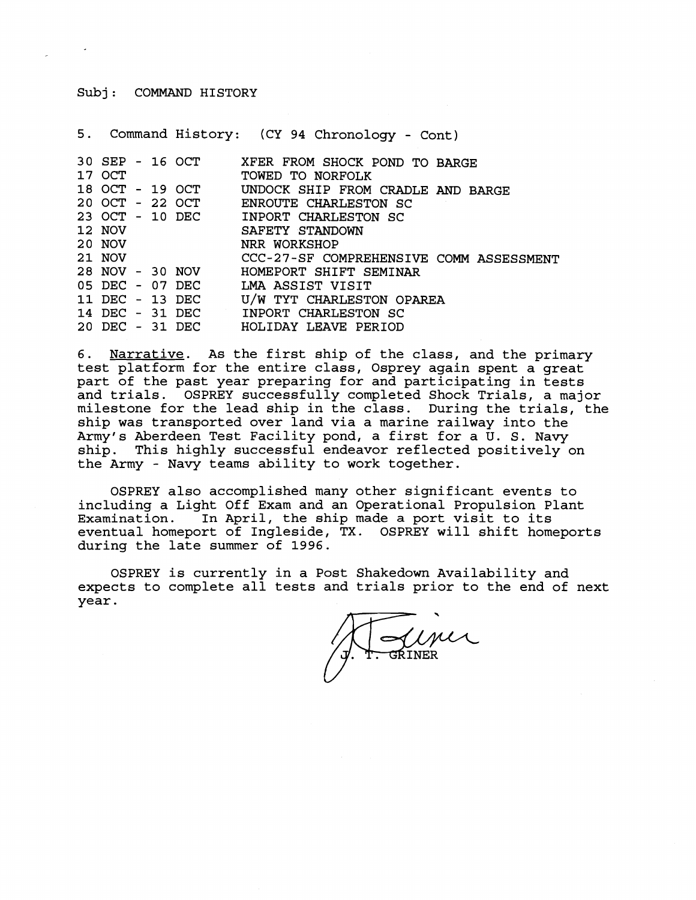Subj: COMMAND HISTORY

5. Command History: (CY 94 Chronology - Cont)

| | |
|---|---|
| 30 SEP - 16 OCT | XFER FROM SHOCK POND TO BARGE |
| 17 OCT | TOWED TO NORFOLK |
| 18 OCT - 19 OCT | UNDOCK SHIP FROM CRADLE AND BARGE |
| 20 OCT - 22 OCT | ENROUTE CHARLESTON SC |
| 23 OCT - 10 DEC | INPORT CHARLESTON SC |
| 12 NOV | SAFETY STANDOWN |
| 20 NOV | NRR WORKSHOP |
| 21 NOV | CCC-27-SF COMPREHENSIVE COMM ASSESSMENT |
| 28 NOV - 30 NOV | HOMEPORT SHIFT SEMINAR |
| 05 DEC - 07 DEC | LMA ASSIST VISIT |
| 11 DEC - 13 DEC | U/W TYT CHARLESTON OPAREA |
| 14 DEC - 31 DEC | INPORT CHARLESTON SC |
| 20 DEC - 31 DEC | HOLIDAY LEAVE PERIOD |

6. <u>Narrative</u>. As the first ship of the class, and the primary test platform for the entire class, Osprey again spent a great part of the past year preparing for and participating in tests and trials. OSPREY successfully completed Shock Trials, a major milestone for the lead ship in the class. During the trials, the ship was transported over land via a marine railway into the Army's Aberdeen Test Facility pond, a first for a U. S. Navy ship. This highly successful endeavor reflected positively on the Army - Navy teams ability to work together.

OSPREY also accomplished many other significant events to including a Light Off Exam and an Operational Propulsion Plant Examination. In April, the ship made a port visit to its eventual homeport of Ingleside, TX. OSPREY will shift homeports during the late summer of 1996.

OSPREY is currently in a Post Shakedown Availability and expects to complete all tests and trials prior to the end of next year.

J. T. GRINER